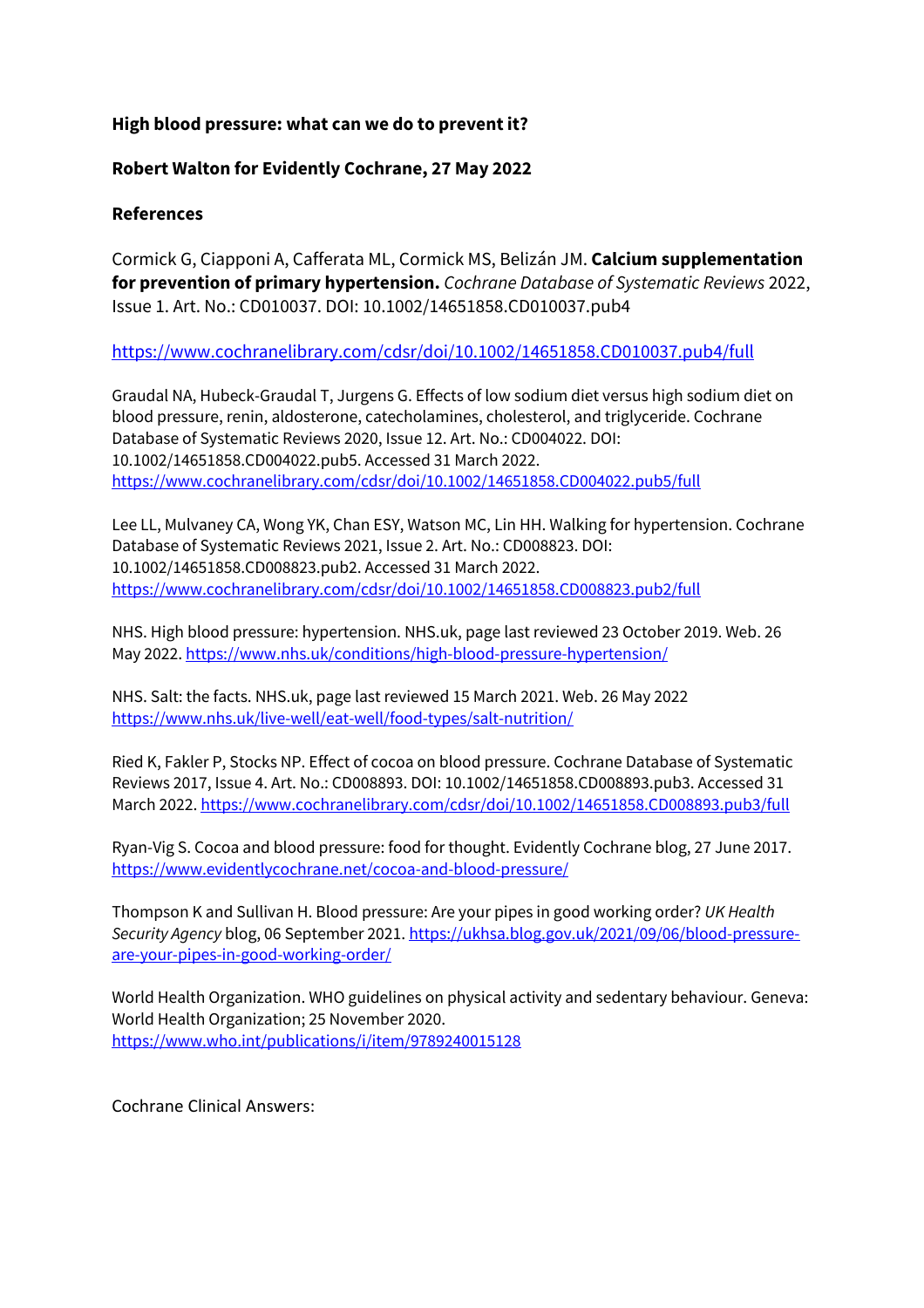**High blood pressure: what can we do to prevent it?**

**Robert Walton for Evidently Cochrane, 27 May 2022**

**References**

Cormick G, Ciapponi A, Cafferata ML, Cormick MS, Belizán JM. **Calcium supplementation for prevention of primary hypertension.** *Cochrane Database of Systematic Reviews* 2022, Issue 1. Art. No.: CD010037. DOI: 10.1002/14651858.CD010037.pub4

https://www.cochranelibrary.com/cdsr/doi/10.1002/14651858.CD010037.pub4/full

Graudal NA, Hubeck-Graudal T, Jurgens G. Effects of low sodium diet versus high sodium diet on blood pressure, renin, aldosterone, catecholamines, cholesterol, and triglyceride. Cochrane Database of Systematic Reviews 2020, Issue 12. Art. No.: CD004022. DOI: 10.1002/14651858.CD004022.pub5. Accessed 31 March 2022. https://www.cochranelibrary.com/cdsr/doi/10.1002/14651858.CD004022.pub5/full

Lee LL, Mulvaney CA, Wong YK, Chan ESY, Watson MC, Lin HH. Walking for hypertension. Cochrane Database of Systematic Reviews 2021, Issue 2. Art. No.: CD008823. DOI: 10.1002/14651858.CD008823.pub2. Accessed 31 March 2022. https://www.cochranelibrary.com/cdsr/doi/10.1002/14651858.CD008823.pub2/full

NHS. High blood pressure: hypertension. NHS.uk, page last reviewed 23 October 2019. Web. 26 May 2022. https://www.nhs.uk/conditions/high-blood-pressure-hypertension/

NHS. Salt: the facts. NHS.uk, page last reviewed 15 March 2021. Web. 26 May 2022 https://www.nhs.uk/live-well/eat-well/food-types/salt-nutrition/

Ried K, Fakler P, Stocks NP. Effect of cocoa on blood pressure. Cochrane Database of Systematic Reviews 2017, Issue 4. Art. No.: CD008893. DOI: 10.1002/14651858.CD008893.pub3. Accessed 31 March 2022. https://www.cochranelibrary.com/cdsr/doi/10.1002/14651858.CD008893.pub3/full

Ryan-Vig S. Cocoa and blood pressure: food for thought. Evidently Cochrane blog, 27 June 2017. https://www.evidentlycochrane.net/cocoa-and-blood-pressure/

Thompson K and Sullivan H. Blood pressure: Are your pipes in good working order? *UK Health Security Agency* blog, 06 September 2021. https://ukhsa.blog.gov.uk/2021/09/06/blood-pressure-are-your-pipes-in-good-working-order/

World Health Organization. WHO guidelines on physical activity and sedentary behaviour. Geneva: World Health Organization; 25 November 2020. https://www.who.int/publications/i/item/9789240015128

Cochrane Clinical Answers: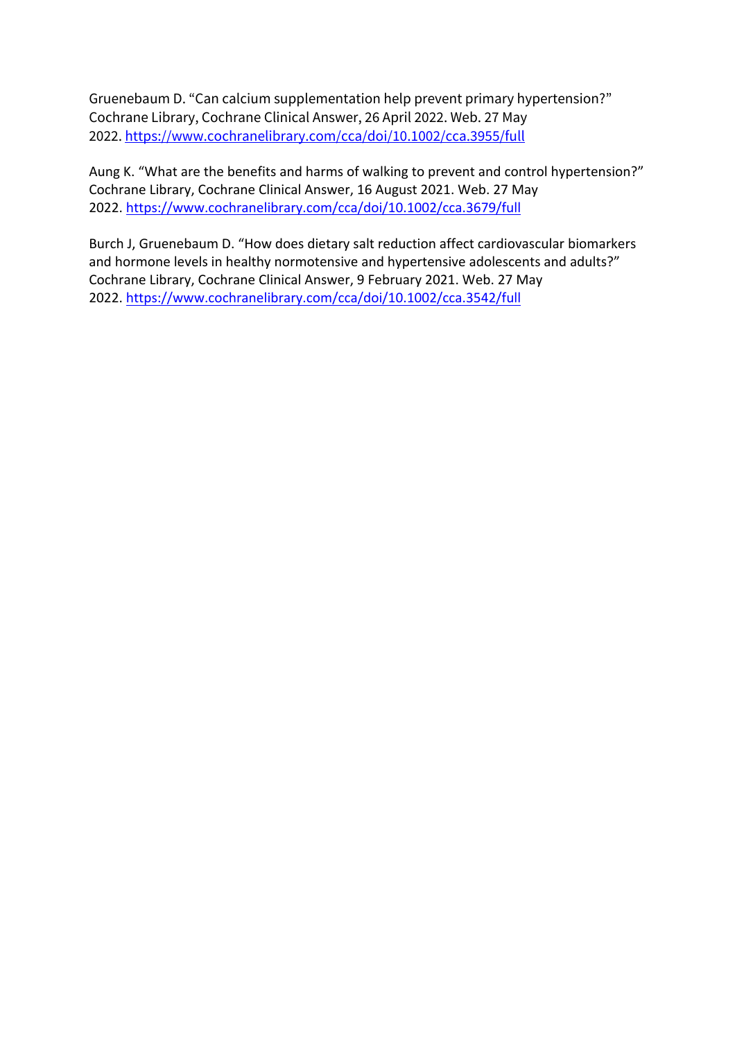Gruenebaum D. “Can calcium supplementation help prevent primary hypertension?” Cochrane Library, Cochrane Clinical Answer, 26 April 2022. Web. 27 May 2022. https://www.cochranelibrary.com/cca/doi/10.1002/cca.3955/full

Aung K. “What are the benefits and harms of walking to prevent and control hypertension?” Cochrane Library, Cochrane Clinical Answer, 16 August 2021. Web. 27 May 2022. https://www.cochranelibrary.com/cca/doi/10.1002/cca.3679/full

Burch J, Gruenebaum D. “How does dietary salt reduction affect cardiovascular biomarkers and hormone levels in healthy normotensive and hypertensive adolescents and adults?” Cochrane Library, Cochrane Clinical Answer, 9 February 2021. Web. 27 May 2022. https://www.cochranelibrary.com/cca/doi/10.1002/cca.3542/full